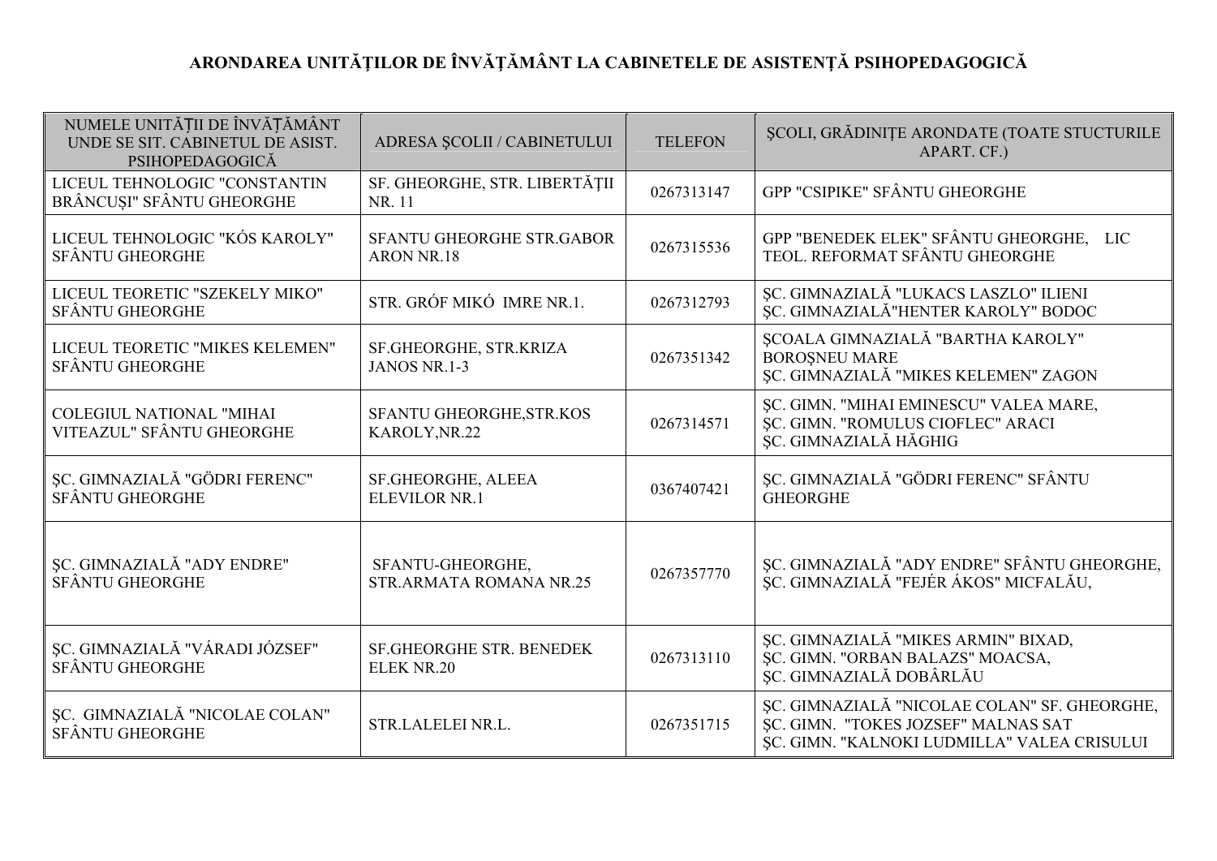# ARONDAREA UNITĂŢILOR DE ÎNVĂŢĂMÂNT LA CABINETELE DE ASISTENŢĂ PSIHOPEDAGOGICĂ

| NUMELE UNITĂȚII DE ÎNVĂȚĂMÂNT UNDE SE SIT. CABINETUL DE ASIST. PSIHOPEDAGOGICĂ | ADRESA ŞCOLII / CABINETULUI | TELEFON | ŞCOLI, GRĂDINIŢE ARONDATE (TOATE STUCTURILE APART. CF.) |
|---|---|---|---|
| LICEUL TEHNOLOGIC "CONSTANTIN BRÂNCUȘI" SFÂNTU GHEORGHE | SF. GHEORGHE, STR. LIBERTĂȚII NR. 11 | 0267313147 | GPP "CSIPIKE" SFÂNTU GHEORGHE |
| LICEUL TEHNOLOGIC "KÓS KAROLY" SFÂNTU GHEORGHE | SFANTU GHEORGHE STR.GABOR ARON NR.18 | 0267315536 | GPP "BENEDEK ELEK" SFÂNTU GHEORGHE, LIC TEOL. REFORMAT SFÂNTU GHEORGHE |
| LICEUL TEORETIC "SZEKELY MIKO" SFÂNTU GHEORGHE | STR. GRÓF MIKÓ IMRE NR.1. | 0267312793 | ŞC. GIMNAZIALĂ "LUKACS LASZLO" ILIENI<br>ŞC. GIMNAZIALĂ"HENTER KAROLY" BODOC |
| LICEUL TEORETIC "MIKES KELEMEN" SFÂNTU GHEORGHE | SF.GHEORGHE, STR.KRIZA JANOS NR.1-3 | 0267351342 | ŞCOALA GIMNAZIALĂ "BARTHA KAROLY" BOROŞNEU MARE<br>ŞC. GIMNAZIALĂ "MIKES KELEMEN" ZAGON |
| COLEGIUL NATIONAL "MIHAI VITEAZUL" SFÂNTU GHEORGHE | SFANTU GHEORGHE,STR.KOS KAROLY,NR.22 | 0267314571 | ŞC. GIMN. "MIHAI EMINESCU" VALEA MARE,<br>ŞC. GIMN. "ROMULUS CIOFLEC" ARACI<br>ŞC. GIMNAZIALĂ HĂGHIG |
| ŞC. GIMNAZIALĂ "GÖDRI FERENC" SFÂNTU GHEORGHE | SF.GHEORGHE, ALEEA ELEVILOR NR.1 | 0367407421 | ŞC. GIMNAZIALĂ "GÖDRI FERENC" SFÂNTU GHEORGHE |
| ŞC. GIMNAZIALĂ "ADY ENDRE" SFÂNTU GHEORGHE | SFANTU-GHEORGHE, STR.ARMATA ROMANA NR.25 | 0267357770 | ŞC. GIMNAZIALĂ "ADY ENDRE" SFÂNTU GHEORGHE,<br>ŞC. GIMNAZIALĂ "FEJÉR ÁKOS" MICFALĂU, |
| ŞC. GIMNAZIALĂ "VÁRADI JÓZSEF" SFÂNTU GHEORGHE | SF.GHEORGHE STR. BENEDEK ELEK NR.20 | 0267313110 | ŞC. GIMNAZIALĂ "MIKES ARMIN" BIXAD,<br>ŞC. GIMN. "ORBAN BALAZS" MOACSA,<br>ŞC. GIMNAZIALĂ DOBÂRLĂU |
| ŞC. GIMNAZIALĂ "NICOLAE COLAN" SFÂNTU GHEORGHE | STR.LALELEI NR.L. | 0267351715 | ŞC. GIMNAZIALĂ "NICOLAE COLAN" SF. GHEORGHE,<br>ŞC. GIMN. "TOKES JOZSEF" MALNAS SAT<br>ŞC. GIMN. "KALNOKI LUDMILLA" VALEA CRISULUI |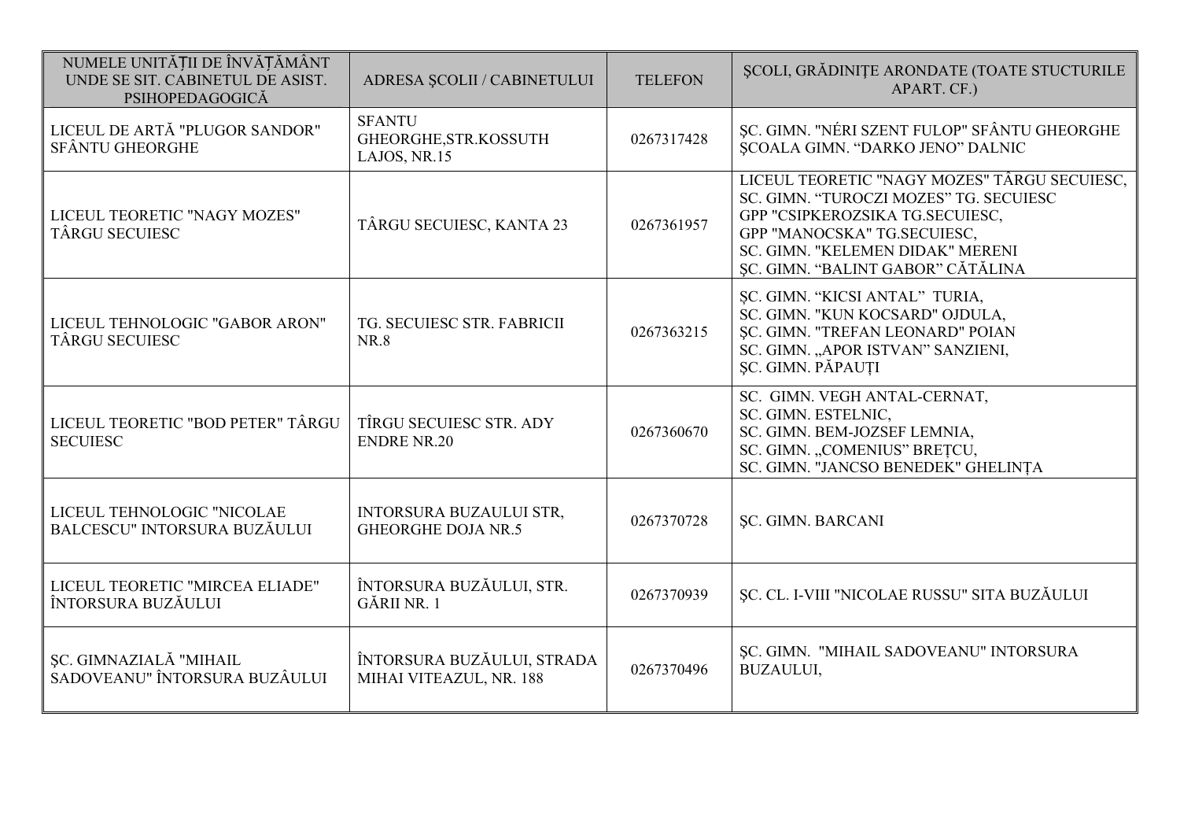| NUMELE UNITĂȚII DE ÎNVĂȚĂMÂNT UNDE SE SIT. CABINETUL DE ASIST. PSIHOPEDAGOGICĂ | ADRESA ŞCOLII / CABINETULUI | TELEFON | ŞCOLI, GRĂDINIȚE ARONDATE (TOATE STUCTURILE APART. CF.) |
|---|---|---|---|
| LICEUL DE ARTĂ "PLUGOR SANDOR" SFÂNTU GHEORGHE | SFANTU GHEORGHE,STR.KOSSUTH LAJOS, NR.15 | 0267317428 | ŞC. GIMN. "NÉRI SZENT FULOP" SFÂNTU GHEORGHE<br>ŞCOALA GIMN. "DARKO JENO" DALNIC |
| LICEUL TEORETIC "NAGY MOZES" TÂRGU SECUIESC | TÂRGU SECUIESC, KANTA 23 | 0267361957 | LICEUL TEORETIC "NAGY MOZES" TÂRGU SECUIESC,<br>SC. GIMN. "TUROCZI MOZES" TG. SECUIESC<br>GPP "CSIPKEROZSIKA TG.SECUIESC,<br>GPP "MANOCSKA" TG.SECUIESC,<br>SC. GIMN. "KELEMEN DIDAK" MERENI<br>ŞC. GIMN. "BALINT GABOR" CĂTĂLINA |
| LICEUL TEHNOLOGIC "GABOR ARON" TÂRGU SECUIESC | TG. SECUIESC STR. FABRICII NR.8 | 0267363215 | ŞC. GIMN. "KICSI ANTAL" TURIA,<br>SC. GIMN. "KUN KOCSARD" OJDULA,<br>ŞC. GIMN. "TREFAN LEONARD" POIAN<br>SC. GIMN. „APOR ISTVAN" SANZIENI,<br>ŞC. GIMN. PĂPAUȚI |
| LICEUL TEORETIC "BOD PETER" TÂRGU SECUIESC | TÎRGU SECUIESC STR. ADY ENDRE NR.20 | 0267360670 | SC. GIMN. VEGH ANTAL-CERNAT,<br>SC. GIMN. ESTELNIC,<br>SC. GIMN. BEM-JOZSEF LEMNIA,<br>SC. GIMN. „COMENIUS" BREȚCU,<br>SC. GIMN. "JANCSO BENEDEK" GHELINȚA |
| LICEUL TEHNOLOGIC "NICOLAE BALCESCU" INTORSURA BUZĂULUI | INTORSURA BUZAULUI STR, GHEORGHE DOJA NR.5 | 0267370728 | ŞC. GIMN. BARCANI |
| LICEUL TEORETIC "MIRCEA ELIADE" ÎNTORSURA BUZĂULUI | ÎNTORSURA BUZĂULUI, STR. GĂRII NR. 1 | 0267370939 | ŞC. CL. I-VIII "NICOLAE RUSSU" SITA BUZĂULUI |
| ŞC. GIMNAZIALĂ "MIHAIL SADOVEANU" ÎNTORSURA BUZÂULUI | ÎNTORSURA BUZĂULUI, STRADA MIHAI VITEAZUL, NR. 188 | 0267370496 | ŞC. GIMN. "MIHAIL SADOVEANU" INTORSURA BUZAULUI, |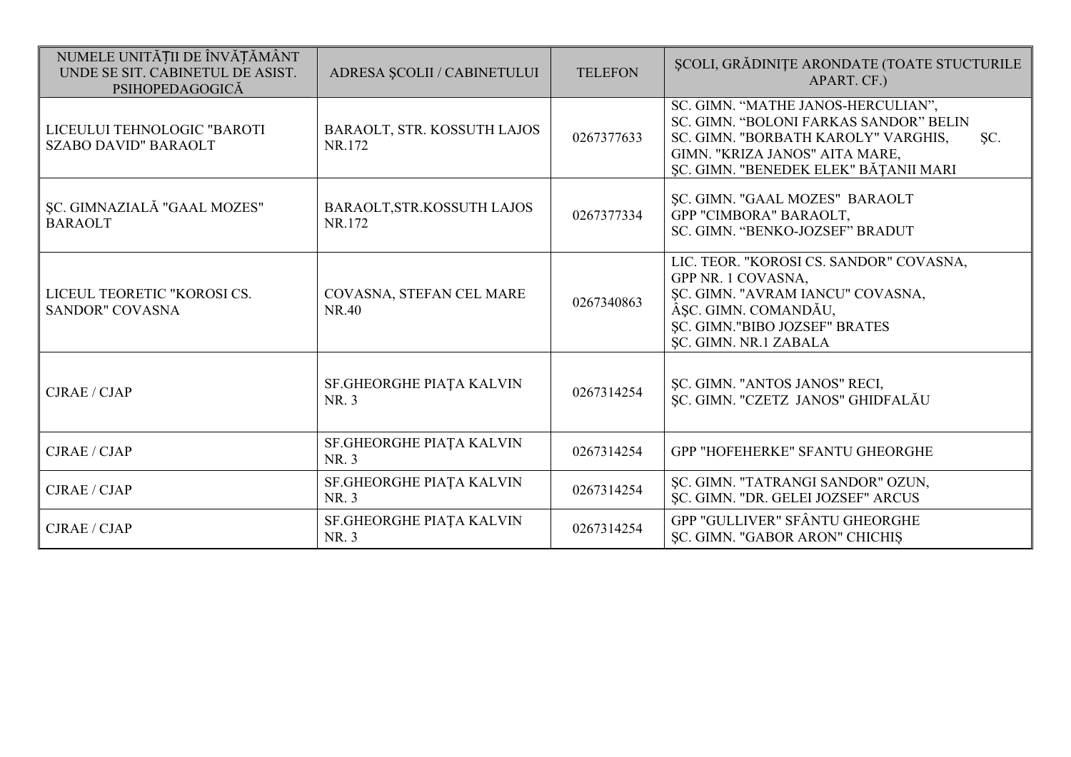| NUMELE UNITĂŢII DE ÎNVĂŢĂMÂNT UNDE SE SIT. CABINETUL DE ASIST. PSIHOPEDAGOGICĂ | ADRESA ŞCOLII / CABINETULUI | TELEFON | ŞCOLI, GRĂDINIŢE ARONDATE (TOATE STUCTURILE APART. CF.) |
|---|---|---|---|
| LICEULUI TEHNOLOGIC "BAROTI SZABO DAVID" BARAOLT | BARAOLT, STR. KOSSUTH LAJOS NR.172 | 0267377633 | SC. GIMN. "MATHE JANOS-HERCULIAN",<br>SC. GIMN. "BOLONI FARKAS SANDOR" BELIN<br>SC. GIMN. "BORBATH KAROLY" VARGHIS, ŞC. GIMN. "KRIZA JANOS" AITA MARE,<br>ŞC. GIMN. "BENEDEK ELEK" BĂŢANII MARI |
| ŞC. GIMNAZIALĂ "GAAL MOZES" BARAOLT | BARAOLT,STR.KOSSUTH LAJOS NR.172 | 0267377334 | ŞC. GIMN. "GAAL MOZES" BARAOLT<br>GPP "CIMBORA" BARAOLT,<br>SC. GIMN. "BENKO-JOZSEF" BRADUT |
| LICEUL TEORETIC "KOROSI CS. SANDOR" COVASNA | COVASNA, STEFAN CEL MARE NR.40 | 0267340863 | LIC. TEOR. "KOROSI CS. SANDOR" COVASNA,<br>GPP NR. 1 COVASNA,<br>ŞC. GIMN. "AVRAM IANCU" COVASNA,<br>ÂŞC. GIMN. COMANDĂU,<br>ŞC. GIMN."BIBO JOZSEF" BRATES<br>ŞC. GIMN. NR.1 ZABALA |
| CJRAE / CJAP | SF.GHEORGHE PIAŢA KALVIN NR. 3 | 0267314254 | ŞC. GIMN. "ANTOS JANOS" RECI,<br>ŞC. GIMN. "CZETZ JANOS" GHIDFALĂU |
| CJRAE / CJAP | SF.GHEORGHE PIAŢA KALVIN NR. 3 | 0267314254 | GPP "HOFEHERKE" SFANTU GHEORGHE |
| CJRAE / CJAP | SF.GHEORGHE PIAŢA KALVIN NR. 3 | 0267314254 | ŞC. GIMN. "TATRANGI SANDOR" OZUN,<br>ŞC. GIMN. "DR. GELEI JOZSEF" ARCUS |
| CJRAE / CJAP | SF.GHEORGHE PIAŢA KALVIN NR. 3 | 0267314254 | GPP "GULLIVER" SFÂNTU GHEORGHE<br>ŞC. GIMN. "GABOR ARON" CHICHIŞ |